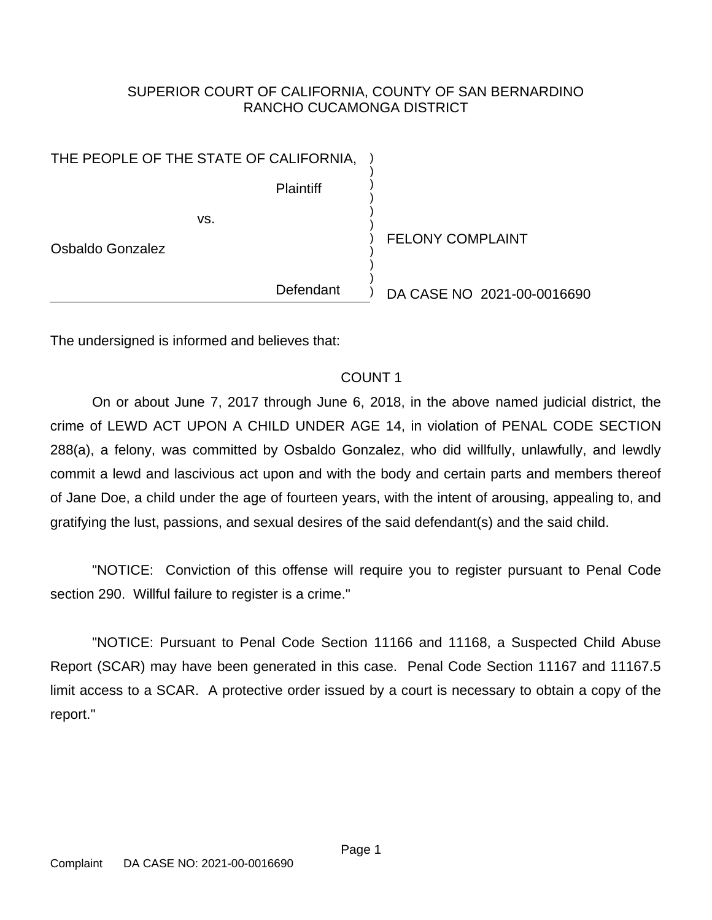SUPERIOR COURT OF CALIFORNIA, COUNTY OF SAN BERNARDINO
RANCHO CUCAMONGA DISTRICT

| | |
|---|---|
| THE PEOPLE OF THE STATE OF CALIFORNIA,<br><br>Plaintiff<br><br>vs.<br><br>Osbaldo Gonzalez<br><br>Defendant | FELONY COMPLAINT<br><br>DA CASE NO 2021-00-0016690 |

The undersigned is informed and believes that:

COUNT 1

On or about June 7, 2017 through June 6, 2018, in the above named judicial district, the crime of LEWD ACT UPON A CHILD UNDER AGE 14, in violation of PENAL CODE SECTION 288(a), a felony, was committed by Osbaldo Gonzalez, who did willfully, unlawfully, and lewdly commit a lewd and lascivious act upon and with the body and certain parts and members thereof of Jane Doe, a child under the age of fourteen years, with the intent of arousing, appealing to, and gratifying the lust, passions, and sexual desires of the said defendant(s) and the said child.

"NOTICE: Conviction of this offense will require you to register pursuant to Penal Code section 290. Willful failure to register is a crime."

"NOTICE: Pursuant to Penal Code Section 11166 and 11168, a Suspected Child Abuse Report (SCAR) may have been generated in this case. Penal Code Section 11167 and 11167.5 limit access to a SCAR. A protective order issued by a court is necessary to obtain a copy of the report."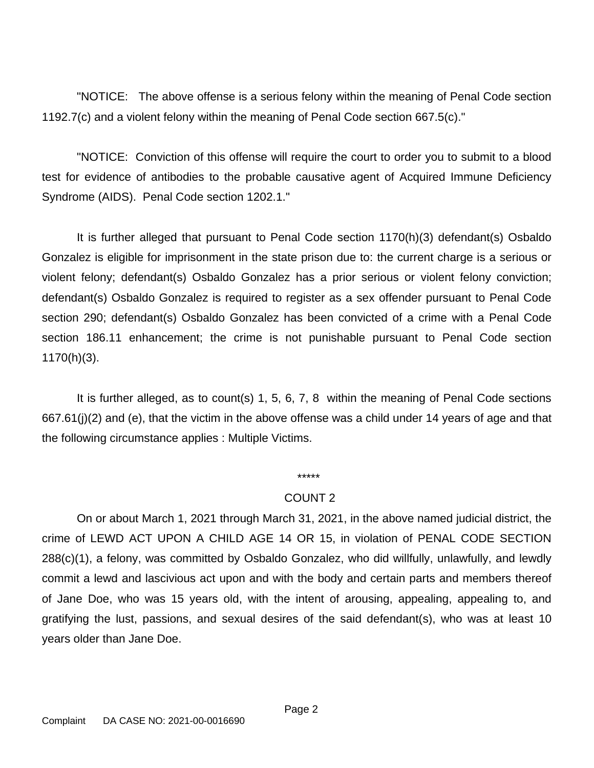"NOTICE: The above offense is a serious felony within the meaning of Penal Code section 1192.7(c) and a violent felony within the meaning of Penal Code section 667.5(c)."

"NOTICE: Conviction of this offense will require the court to order you to submit to a blood test for evidence of antibodies to the probable causative agent of Acquired Immune Deficiency Syndrome (AIDS). Penal Code section 1202.1."

It is further alleged that pursuant to Penal Code section 1170(h)(3) defendant(s) Osbaldo Gonzalez is eligible for imprisonment in the state prison due to: the current charge is a serious or violent felony; defendant(s) Osbaldo Gonzalez has a prior serious or violent felony conviction; defendant(s) Osbaldo Gonzalez is required to register as a sex offender pursuant to Penal Code section 290; defendant(s) Osbaldo Gonzalez has been convicted of a crime with a Penal Code section 186.11 enhancement; the crime is not punishable pursuant to Penal Code section 1170(h)(3).

It is further alleged, as to count(s) 1, 5, 6, 7, 8 within the meaning of Penal Code sections 667.61(j)(2) and (e), that the victim in the above offense was a child under 14 years of age and that the following circumstance applies : Multiple Victims.

*****

COUNT 2

On or about March 1, 2021 through March 31, 2021, in the above named judicial district, the crime of LEWD ACT UPON A CHILD AGE 14 OR 15, in violation of PENAL CODE SECTION 288(c)(1), a felony, was committed by Osbaldo Gonzalez, who did willfully, unlawfully, and lewdly commit a lewd and lascivious act upon and with the body and certain parts and members thereof of Jane Doe, who was 15 years old, with the intent of arousing, appealing, appealing to, and gratifying the lust, passions, and sexual desires of the said defendant(s), who was at least 10 years older than Jane Doe.

Complaint DA CASE NO: 2021-00-0016690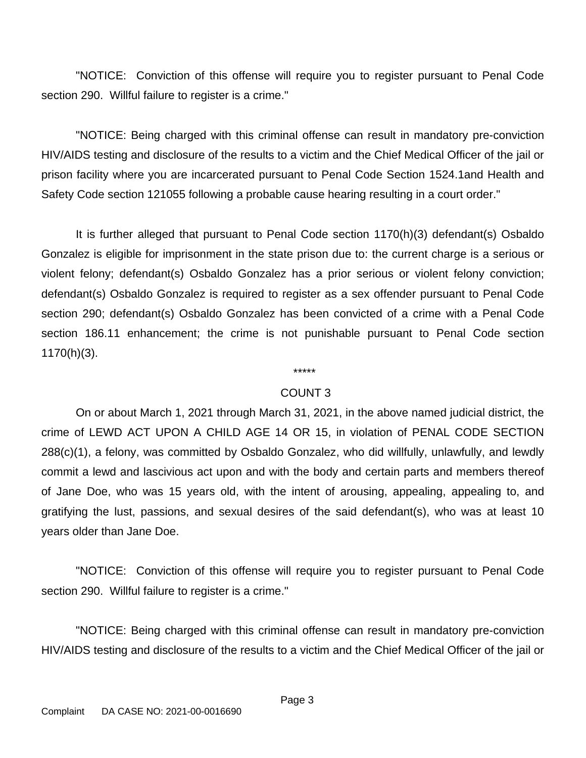"NOTICE: Conviction of this offense will require you to register pursuant to Penal Code section 290. Willful failure to register is a crime."

"NOTICE: Being charged with this criminal offense can result in mandatory pre-conviction HIV/AIDS testing and disclosure of the results to a victim and the Chief Medical Officer of the jail or prison facility where you are incarcerated pursuant to Penal Code Section 1524.1and Health and Safety Code section 121055 following a probable cause hearing resulting in a court order."

It is further alleged that pursuant to Penal Code section 1170(h)(3) defendant(s) Osbaldo Gonzalez is eligible for imprisonment in the state prison due to: the current charge is a serious or violent felony; defendant(s) Osbaldo Gonzalez has a prior serious or violent felony conviction; defendant(s) Osbaldo Gonzalez is required to register as a sex offender pursuant to Penal Code section 290; defendant(s) Osbaldo Gonzalez has been convicted of a crime with a Penal Code section 186.11 enhancement; the crime is not punishable pursuant to Penal Code section 1170(h)(3).

*****

COUNT 3

On or about March 1, 2021 through March 31, 2021, in the above named judicial district, the crime of LEWD ACT UPON A CHILD AGE 14 OR 15, in violation of PENAL CODE SECTION 288(c)(1), a felony, was committed by Osbaldo Gonzalez, who did willfully, unlawfully, and lewdly commit a lewd and lascivious act upon and with the body and certain parts and members thereof of Jane Doe, who was 15 years old, with the intent of arousing, appealing, appealing to, and gratifying the lust, passions, and sexual desires of the said defendant(s), who was at least 10 years older than Jane Doe.

"NOTICE: Conviction of this offense will require you to register pursuant to Penal Code section 290. Willful failure to register is a crime."

"NOTICE: Being charged with this criminal offense can result in mandatory pre-conviction HIV/AIDS testing and disclosure of the results to a victim and the Chief Medical Officer of the jail or

Complaint DA CASE NO: 2021-00-0016690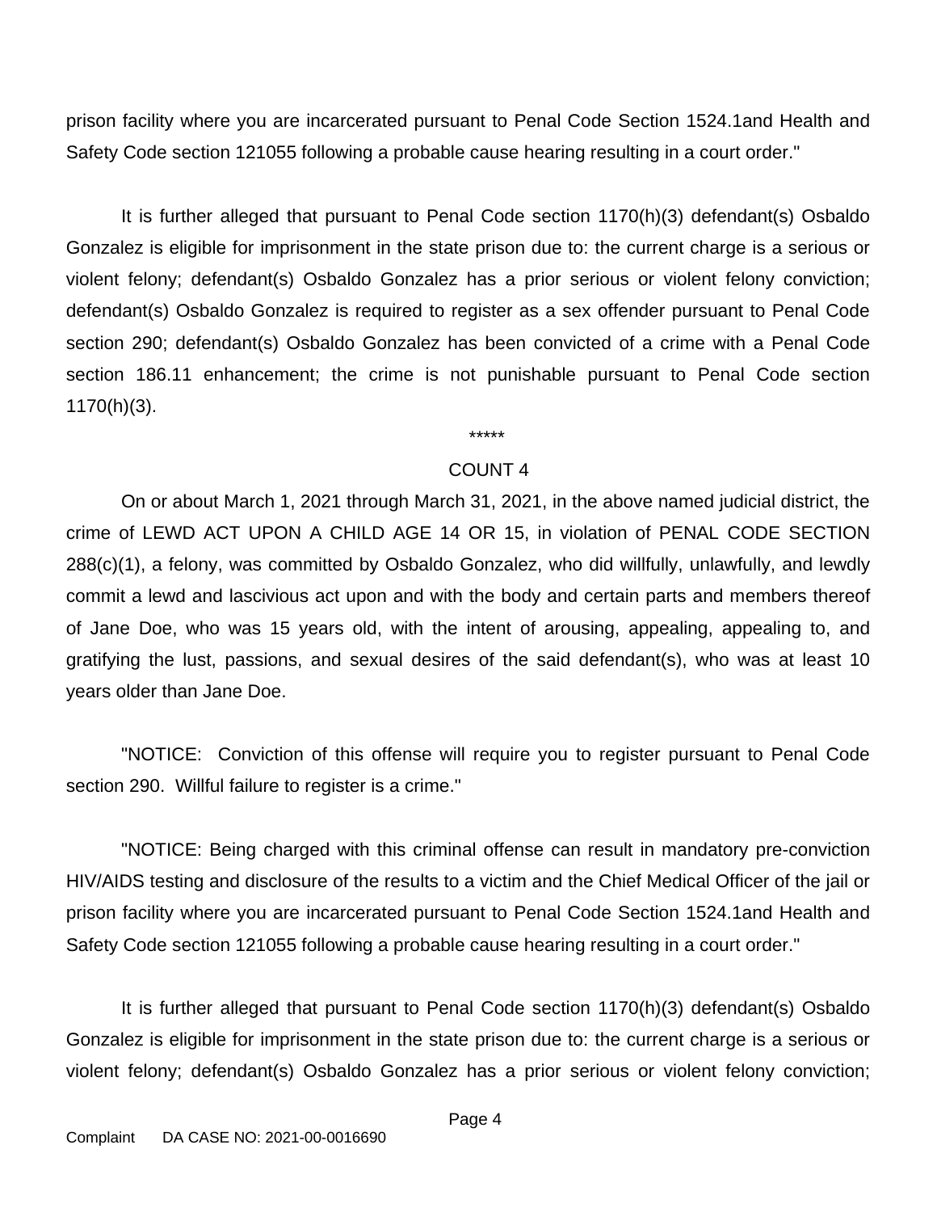prison facility where you are incarcerated pursuant to Penal Code Section 1524.1and Health and Safety Code section 121055 following a probable cause hearing resulting in a court order."

It is further alleged that pursuant to Penal Code section 1170(h)(3) defendant(s) Osbaldo Gonzalez is eligible for imprisonment in the state prison due to: the current charge is a serious or violent felony; defendant(s) Osbaldo Gonzalez has a prior serious or violent felony conviction; defendant(s) Osbaldo Gonzalez is required to register as a sex offender pursuant to Penal Code section 290; defendant(s) Osbaldo Gonzalez has been convicted of a crime with a Penal Code section 186.11 enhancement; the crime is not punishable pursuant to Penal Code section 1170(h)(3).

*****

COUNT 4

On or about March 1, 2021 through March 31, 2021, in the above named judicial district, the crime of LEWD ACT UPON A CHILD AGE 14 OR 15, in violation of PENAL CODE SECTION 288(c)(1), a felony, was committed by Osbaldo Gonzalez, who did willfully, unlawfully, and lewdly commit a lewd and lascivious act upon and with the body and certain parts and members thereof of Jane Doe, who was 15 years old, with the intent of arousing, appealing, appealing to, and gratifying the lust, passions, and sexual desires of the said defendant(s), who was at least 10 years older than Jane Doe.

"NOTICE: Conviction of this offense will require you to register pursuant to Penal Code section 290. Willful failure to register is a crime."

"NOTICE: Being charged with this criminal offense can result in mandatory pre-conviction HIV/AIDS testing and disclosure of the results to a victim and the Chief Medical Officer of the jail or prison facility where you are incarcerated pursuant to Penal Code Section 1524.1and Health and Safety Code section 121055 following a probable cause hearing resulting in a court order."

It is further alleged that pursuant to Penal Code section 1170(h)(3) defendant(s) Osbaldo Gonzalez is eligible for imprisonment in the state prison due to: the current charge is a serious or violent felony; defendant(s) Osbaldo Gonzalez has a prior serious or violent felony conviction;

Complaint DA CASE NO: 2021-00-0016690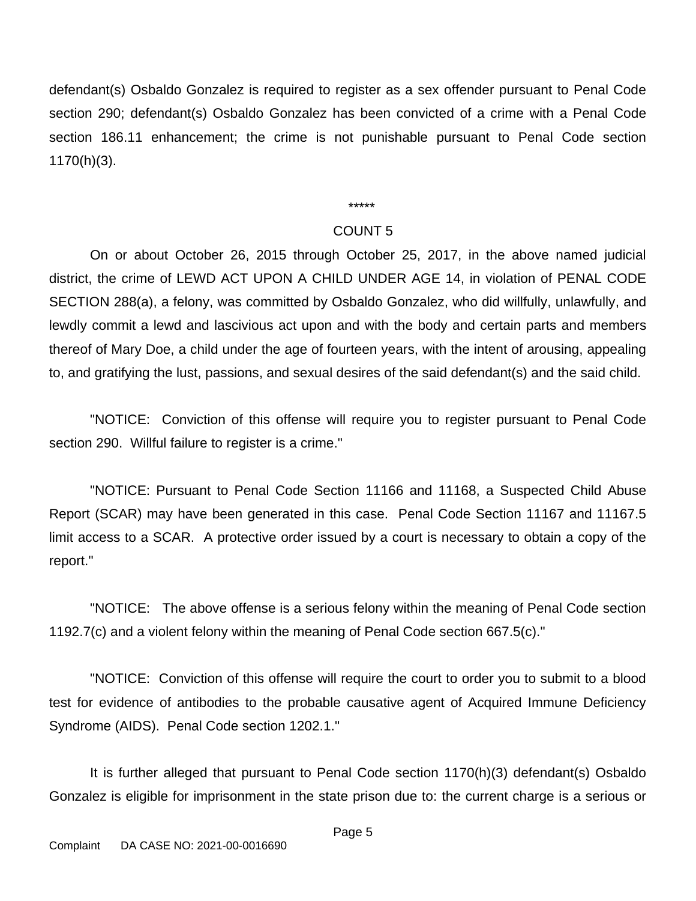defendant(s) Osbaldo Gonzalez is required to register as a sex offender pursuant to Penal Code section 290; defendant(s) Osbaldo Gonzalez has been convicted of a crime with a Penal Code section 186.11 enhancement; the crime is not punishable pursuant to Penal Code section 1170(h)(3).

*****

COUNT 5

On or about October 26, 2015 through October 25, 2017, in the above named judicial district, the crime of LEWD ACT UPON A CHILD UNDER AGE 14, in violation of PENAL CODE SECTION 288(a), a felony, was committed by Osbaldo Gonzalez, who did willfully, unlawfully, and lewdly commit a lewd and lascivious act upon and with the body and certain parts and members thereof of Mary Doe, a child under the age of fourteen years, with the intent of arousing, appealing to, and gratifying the lust, passions, and sexual desires of the said defendant(s) and the said child.

"NOTICE: Conviction of this offense will require you to register pursuant to Penal Code section 290. Willful failure to register is a crime."

"NOTICE: Pursuant to Penal Code Section 11166 and 11168, a Suspected Child Abuse Report (SCAR) may have been generated in this case. Penal Code Section 11167 and 11167.5 limit access to a SCAR. A protective order issued by a court is necessary to obtain a copy of the report."

"NOTICE: The above offense is a serious felony within the meaning of Penal Code section 1192.7(c) and a violent felony within the meaning of Penal Code section 667.5(c)."

"NOTICE: Conviction of this offense will require the court to order you to submit to a blood test for evidence of antibodies to the probable causative agent of Acquired Immune Deficiency Syndrome (AIDS). Penal Code section 1202.1."

It is further alleged that pursuant to Penal Code section 1170(h)(3) defendant(s) Osbaldo Gonzalez is eligible for imprisonment in the state prison due to: the current charge is a serious or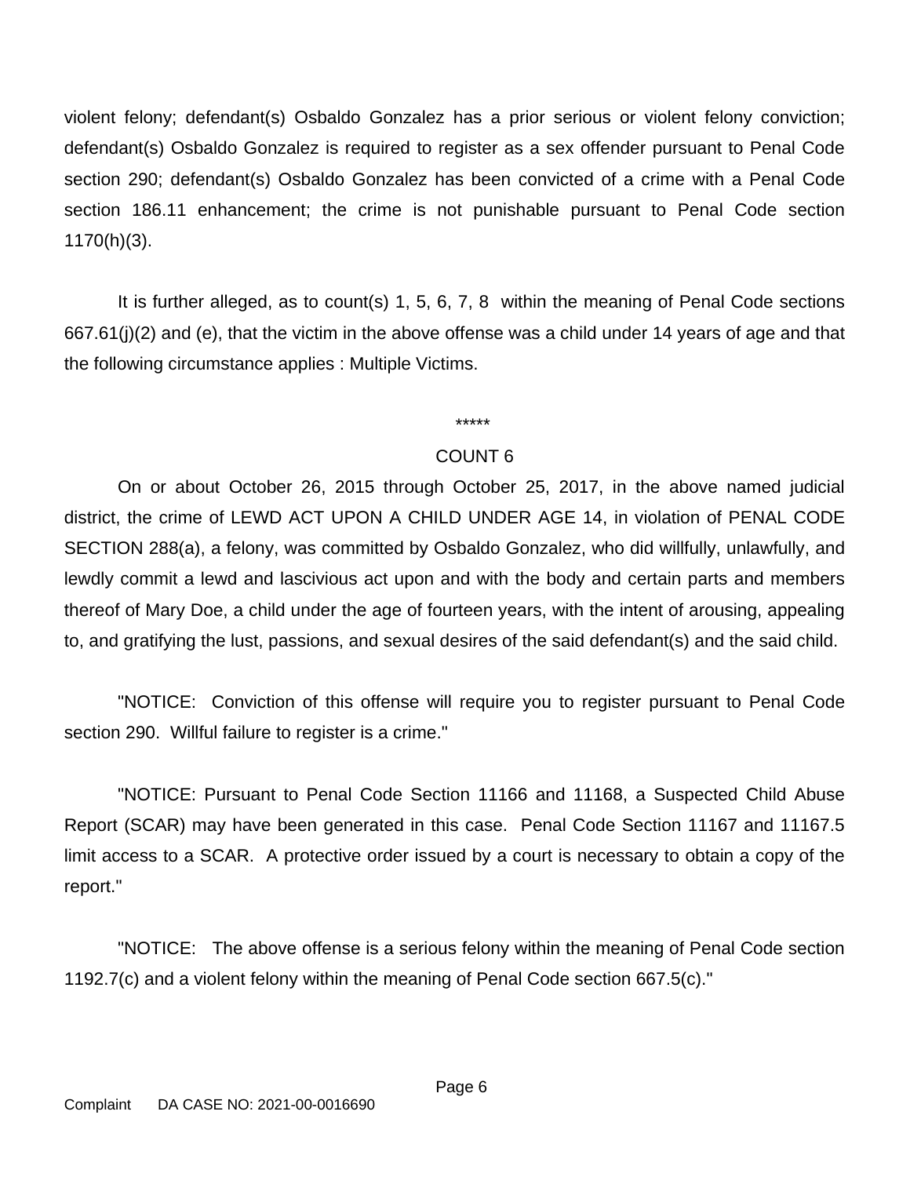violent felony; defendant(s) Osbaldo Gonzalez has a prior serious or violent felony conviction; defendant(s) Osbaldo Gonzalez is required to register as a sex offender pursuant to Penal Code section 290; defendant(s) Osbaldo Gonzalez has been convicted of a crime with a Penal Code section 186.11 enhancement; the crime is not punishable pursuant to Penal Code section 1170(h)(3).

It is further alleged, as to count(s) 1, 5, 6, 7, 8 within the meaning of Penal Code sections 667.61(j)(2) and (e), that the victim in the above offense was a child under 14 years of age and that the following circumstance applies : Multiple Victims.

*****

COUNT 6

On or about October 26, 2015 through October 25, 2017, in the above named judicial district, the crime of LEWD ACT UPON A CHILD UNDER AGE 14, in violation of PENAL CODE SECTION 288(a), a felony, was committed by Osbaldo Gonzalez, who did willfully, unlawfully, and lewdly commit a lewd and lascivious act upon and with the body and certain parts and members thereof of Mary Doe, a child under the age of fourteen years, with the intent of arousing, appealing to, and gratifying the lust, passions, and sexual desires of the said defendant(s) and the said child.

"NOTICE: Conviction of this offense will require you to register pursuant to Penal Code section 290. Willful failure to register is a crime."

"NOTICE: Pursuant to Penal Code Section 11166 and 11168, a Suspected Child Abuse Report (SCAR) may have been generated in this case. Penal Code Section 11167 and 11167.5 limit access to a SCAR. A protective order issued by a court is necessary to obtain a copy of the report."

"NOTICE: The above offense is a serious felony within the meaning of Penal Code section 1192.7(c) and a violent felony within the meaning of Penal Code section 667.5(c)."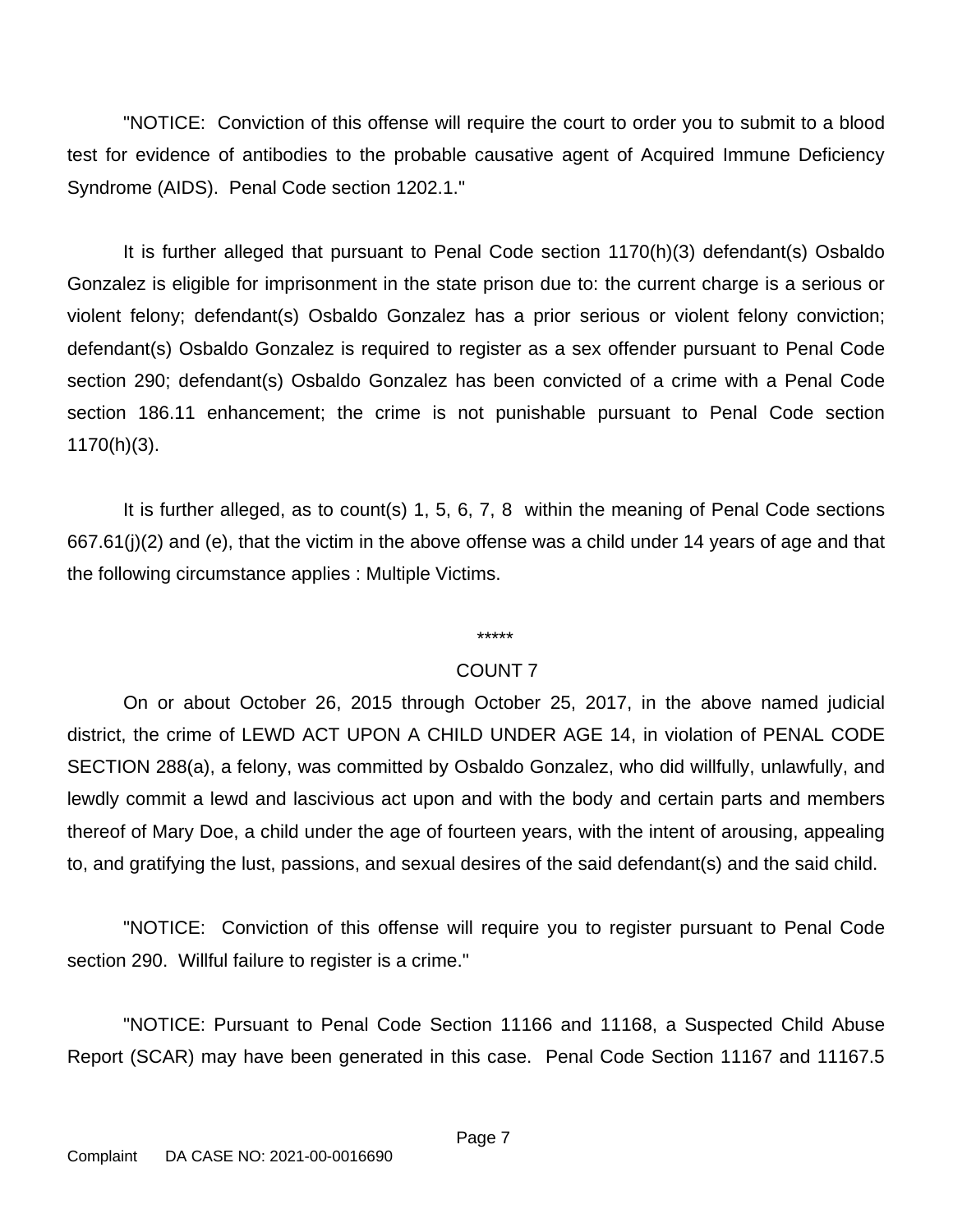"NOTICE: Conviction of this offense will require the court to order you to submit to a blood test for evidence of antibodies to the probable causative agent of Acquired Immune Deficiency Syndrome (AIDS). Penal Code section 1202.1."

It is further alleged that pursuant to Penal Code section 1170(h)(3) defendant(s) Osbaldo Gonzalez is eligible for imprisonment in the state prison due to: the current charge is a serious or violent felony; defendant(s) Osbaldo Gonzalez has a prior serious or violent felony conviction; defendant(s) Osbaldo Gonzalez is required to register as a sex offender pursuant to Penal Code section 290; defendant(s) Osbaldo Gonzalez has been convicted of a crime with a Penal Code section 186.11 enhancement; the crime is not punishable pursuant to Penal Code section 1170(h)(3).

It is further alleged, as to count(s) 1, 5, 6, 7, 8 within the meaning of Penal Code sections 667.61(j)(2) and (e), that the victim in the above offense was a child under 14 years of age and that the following circumstance applies : Multiple Victims.

*****

COUNT 7

On or about October 26, 2015 through October 25, 2017, in the above named judicial district, the crime of LEWD ACT UPON A CHILD UNDER AGE 14, in violation of PENAL CODE SECTION 288(a), a felony, was committed by Osbaldo Gonzalez, who did willfully, unlawfully, and lewdly commit a lewd and lascivious act upon and with the body and certain parts and members thereof of Mary Doe, a child under the age of fourteen years, with the intent of arousing, appealing to, and gratifying the lust, passions, and sexual desires of the said defendant(s) and the said child.

"NOTICE: Conviction of this offense will require you to register pursuant to Penal Code section 290. Willful failure to register is a crime."

"NOTICE: Pursuant to Penal Code Section 11166 and 11168, a Suspected Child Abuse Report (SCAR) may have been generated in this case. Penal Code Section 11167 and 11167.5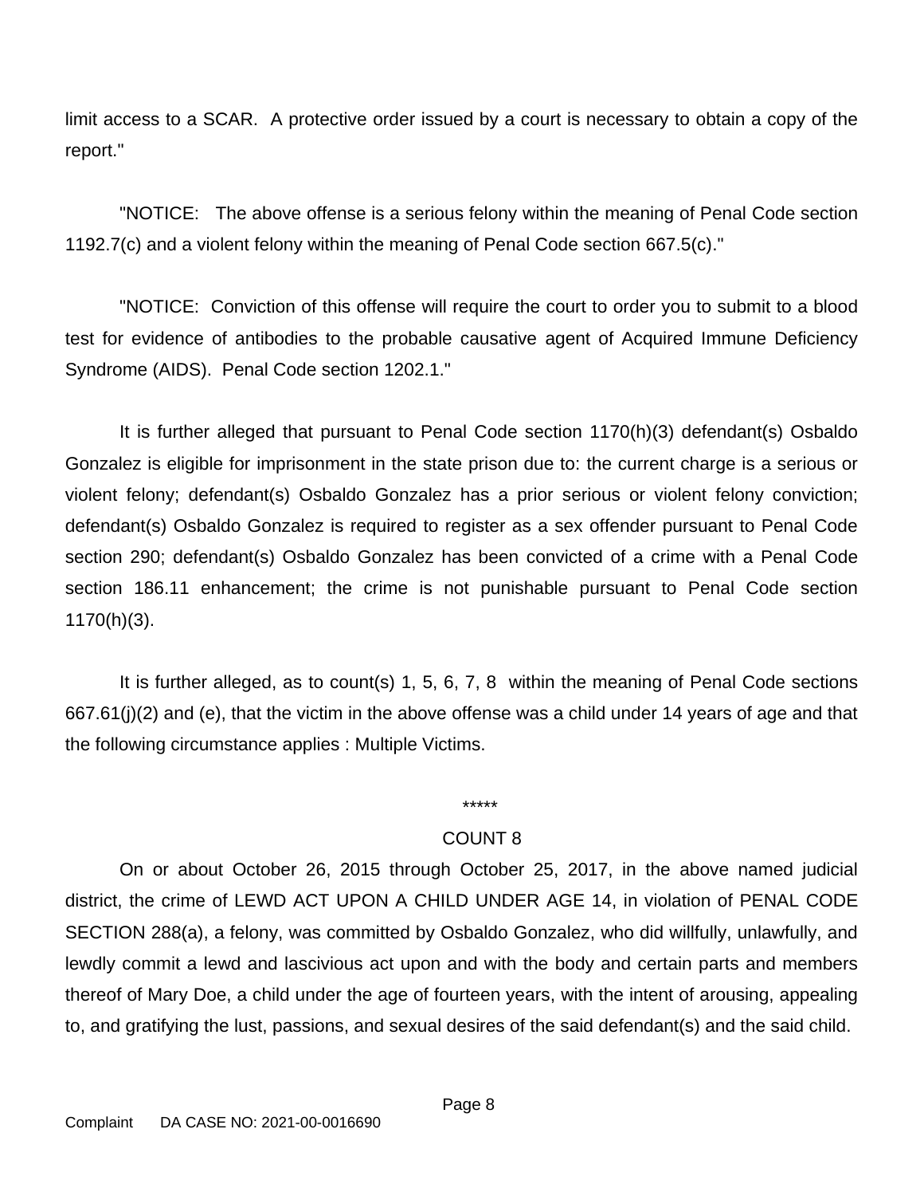limit access to a SCAR. A protective order issued by a court is necessary to obtain a copy of the report."

"NOTICE: The above offense is a serious felony within the meaning of Penal Code section 1192.7(c) and a violent felony within the meaning of Penal Code section 667.5(c)."

"NOTICE: Conviction of this offense will require the court to order you to submit to a blood test for evidence of antibodies to the probable causative agent of Acquired Immune Deficiency Syndrome (AIDS). Penal Code section 1202.1."

It is further alleged that pursuant to Penal Code section 1170(h)(3) defendant(s) Osbaldo Gonzalez is eligible for imprisonment in the state prison due to: the current charge is a serious or violent felony; defendant(s) Osbaldo Gonzalez has a prior serious or violent felony conviction; defendant(s) Osbaldo Gonzalez is required to register as a sex offender pursuant to Penal Code section 290; defendant(s) Osbaldo Gonzalez has been convicted of a crime with a Penal Code section 186.11 enhancement; the crime is not punishable pursuant to Penal Code section 1170(h)(3).

It is further alleged, as to count(s) 1, 5, 6, 7, 8 within the meaning of Penal Code sections 667.61(j)(2) and (e), that the victim in the above offense was a child under 14 years of age and that the following circumstance applies : Multiple Victims.

*****

COUNT 8

On or about October 26, 2015 through October 25, 2017, in the above named judicial district, the crime of LEWD ACT UPON A CHILD UNDER AGE 14, in violation of PENAL CODE SECTION 288(a), a felony, was committed by Osbaldo Gonzalez, who did willfully, unlawfully, and lewdly commit a lewd and lascivious act upon and with the body and certain parts and members thereof of Mary Doe, a child under the age of fourteen years, with the intent of arousing, appealing to, and gratifying the lust, passions, and sexual desires of the said defendant(s) and the said child.

Complaint DA CASE NO: 2021-00-0016690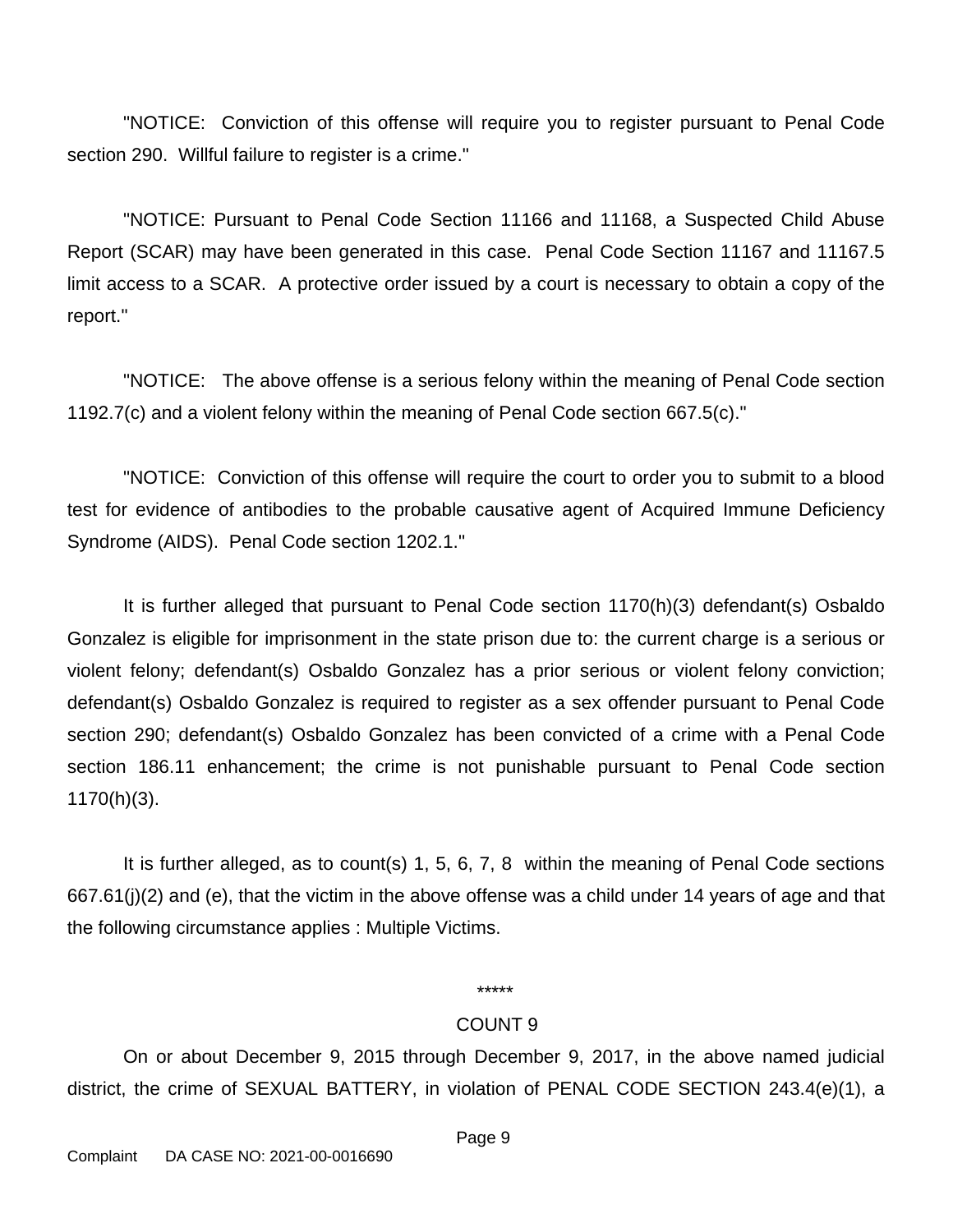"NOTICE: Conviction of this offense will require you to register pursuant to Penal Code section 290. Willful failure to register is a crime."

"NOTICE: Pursuant to Penal Code Section 11166 and 11168, a Suspected Child Abuse Report (SCAR) may have been generated in this case. Penal Code Section 11167 and 11167.5 limit access to a SCAR. A protective order issued by a court is necessary to obtain a copy of the report."

"NOTICE: The above offense is a serious felony within the meaning of Penal Code section 1192.7(c) and a violent felony within the meaning of Penal Code section 667.5(c)."

"NOTICE: Conviction of this offense will require the court to order you to submit to a blood test for evidence of antibodies to the probable causative agent of Acquired Immune Deficiency Syndrome (AIDS). Penal Code section 1202.1."

It is further alleged that pursuant to Penal Code section 1170(h)(3) defendant(s) Osbaldo Gonzalez is eligible for imprisonment in the state prison due to: the current charge is a serious or violent felony; defendant(s) Osbaldo Gonzalez has a prior serious or violent felony conviction; defendant(s) Osbaldo Gonzalez is required to register as a sex offender pursuant to Penal Code section 290; defendant(s) Osbaldo Gonzalez has been convicted of a crime with a Penal Code section 186.11 enhancement; the crime is not punishable pursuant to Penal Code section 1170(h)(3).

It is further alleged, as to count(s) 1, 5, 6, 7, 8 within the meaning of Penal Code sections 667.61(j)(2) and (e), that the victim in the above offense was a child under 14 years of age and that the following circumstance applies : Multiple Victims.

*****

COUNT 9

On or about December 9, 2015 through December 9, 2017, in the above named judicial district, the crime of SEXUAL BATTERY, in violation of PENAL CODE SECTION 243.4(e)(1), a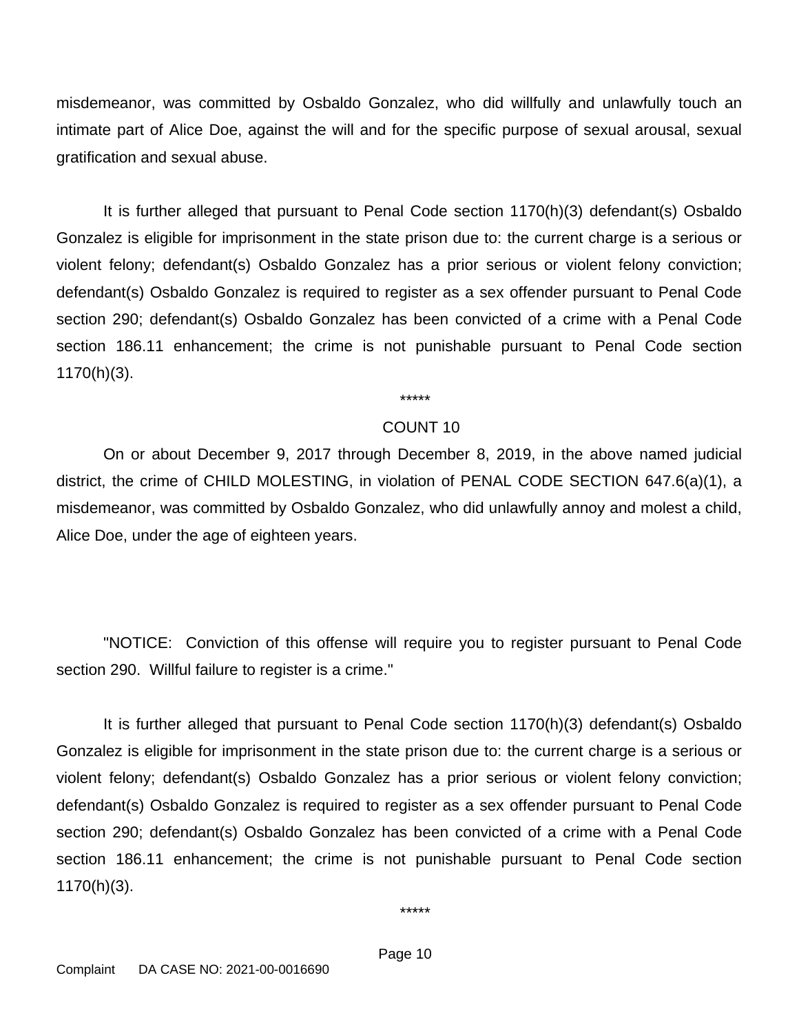misdemeanor, was committed by Osbaldo Gonzalez, who did willfully and unlawfully touch an intimate part of Alice Doe, against the will and for the specific purpose of sexual arousal, sexual gratification and sexual abuse.

It is further alleged that pursuant to Penal Code section 1170(h)(3) defendant(s) Osbaldo Gonzalez is eligible for imprisonment in the state prison due to: the current charge is a serious or violent felony; defendant(s) Osbaldo Gonzalez has a prior serious or violent felony conviction; defendant(s) Osbaldo Gonzalez is required to register as a sex offender pursuant to Penal Code section 290; defendant(s) Osbaldo Gonzalez has been convicted of a crime with a Penal Code section 186.11 enhancement; the crime is not punishable pursuant to Penal Code section 1170(h)(3).

*****

COUNT 10

On or about December 9, 2017 through December 8, 2019, in the above named judicial district, the crime of CHILD MOLESTING, in violation of PENAL CODE SECTION 647.6(a)(1), a misdemeanor, was committed by Osbaldo Gonzalez, who did unlawfully annoy and molest a child, Alice Doe, under the age of eighteen years.

"NOTICE: Conviction of this offense will require you to register pursuant to Penal Code section 290. Willful failure to register is a crime."

It is further alleged that pursuant to Penal Code section 1170(h)(3) defendant(s) Osbaldo Gonzalez is eligible for imprisonment in the state prison due to: the current charge is a serious or violent felony; defendant(s) Osbaldo Gonzalez has a prior serious or violent felony conviction; defendant(s) Osbaldo Gonzalez is required to register as a sex offender pursuant to Penal Code section 290; defendant(s) Osbaldo Gonzalez has been convicted of a crime with a Penal Code section 186.11 enhancement; the crime is not punishable pursuant to Penal Code section 1170(h)(3).

*****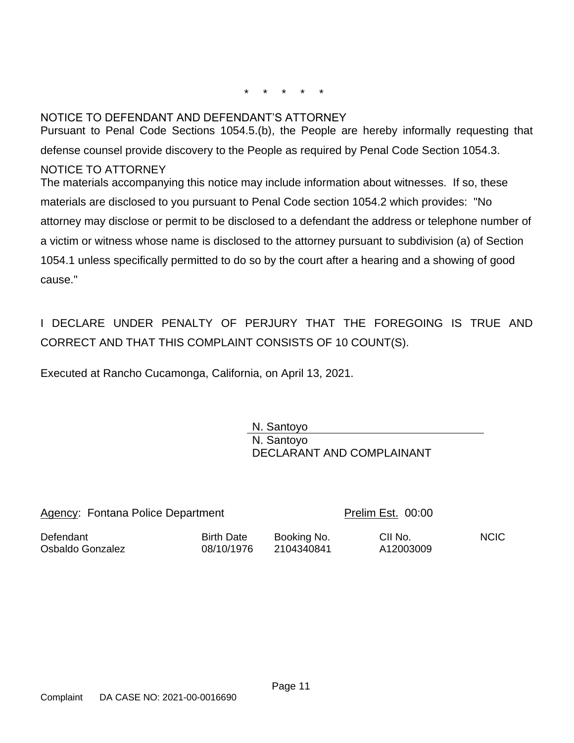\* \* \* \* \*

NOTICE TO DEFENDANT AND DEFENDANT'S ATTORNEY

Pursuant to Penal Code Sections 1054.5.(b), the People are hereby informally requesting that defense counsel provide discovery to the People as required by Penal Code Section 1054.3.

NOTICE TO ATTORNEY

The materials accompanying this notice may include information about witnesses. If so, these materials are disclosed to you pursuant to Penal Code section 1054.2 which provides: "No attorney may disclose or permit to be disclosed to a defendant the address or telephone number of a victim or witness whose name is disclosed to the attorney pursuant to subdivision (a) of Section 1054.1 unless specifically permitted to do so by the court after a hearing and a showing of good cause."

I DECLARE UNDER PENALTY OF PERJURY THAT THE FOREGOING IS TRUE AND CORRECT AND THAT THIS COMPLAINT CONSISTS OF 10 COUNT(S).

Executed at Rancho Cucamonga, California, on April 13, 2021.

N. Santoyo

N. Santoyo
DECLARANT AND COMPLAINANT

Agency: Fontana Police Department

Prelim Est. 00:00

| Defendant | Birth Date | Booking No. | CII No. | NCIC |
|---|---|---|---|---|
| Osbaldo Gonzalez | 08/10/1976 | 2104340841 | A12003009 | |

Complaint DA CASE NO: 2021-00-0016690